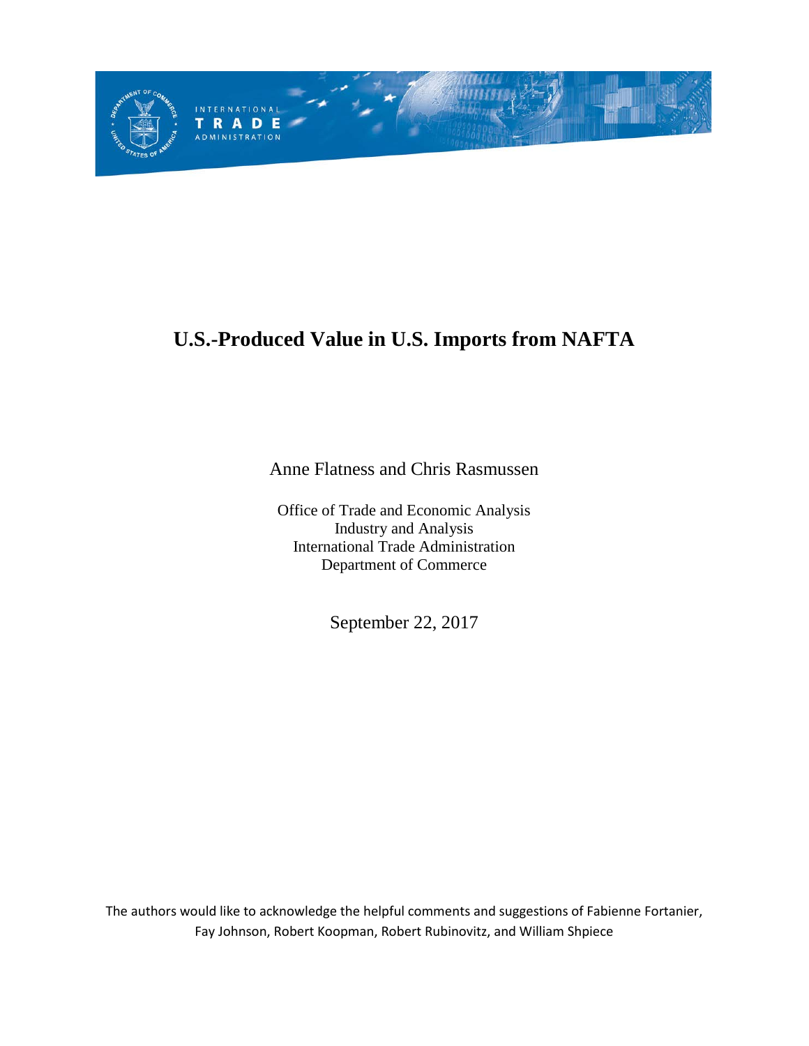# U.S.-Produced Value in U.S. Imports from NAFTA

Anne Flatness and Chris Rasmussen

Office of Trade and Economic Analysis
Industry and Analysis
International Trade Administration
Department of Commerce

September 22, 2017

The authors would like to acknowledge the helpful comments and suggestions of Fabienne Fortanier, Fay Johnson, Robert Koopman, Robert Rubinovitz, and William Shpiece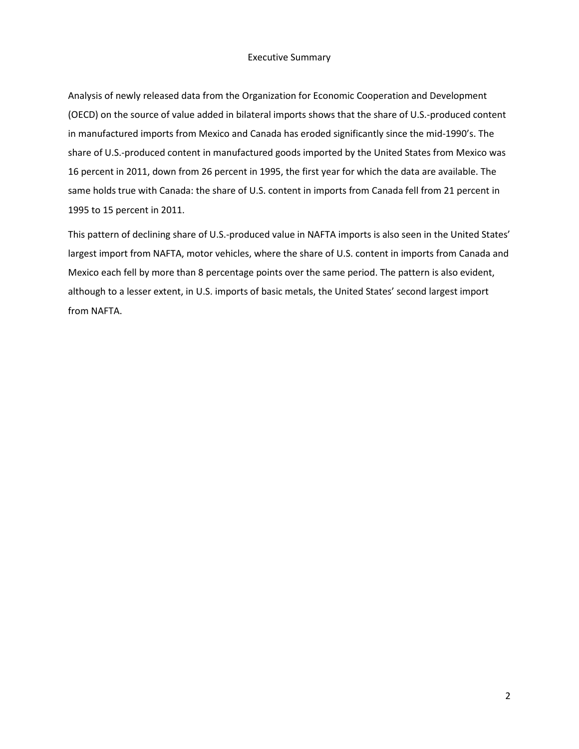# Executive Summary

Analysis of newly released data from the Organization for Economic Cooperation and Development (OECD) on the source of value added in bilateral imports shows that the share of U.S.-produced content in manufactured imports from Mexico and Canada has eroded significantly since the mid-1990's. The share of U.S.-produced content in manufactured goods imported by the United States from Mexico was 16 percent in 2011, down from 26 percent in 1995, the first year for which the data are available. The same holds true with Canada: the share of U.S. content in imports from Canada fell from 21 percent in 1995 to 15 percent in 2011.

This pattern of declining share of U.S.-produced value in NAFTA imports is also seen in the United States' largest import from NAFTA, motor vehicles, where the share of U.S. content in imports from Canada and Mexico each fell by more than 8 percentage points over the same period. The pattern is also evident, although to a lesser extent, in U.S. imports of basic metals, the United States' second largest import from NAFTA.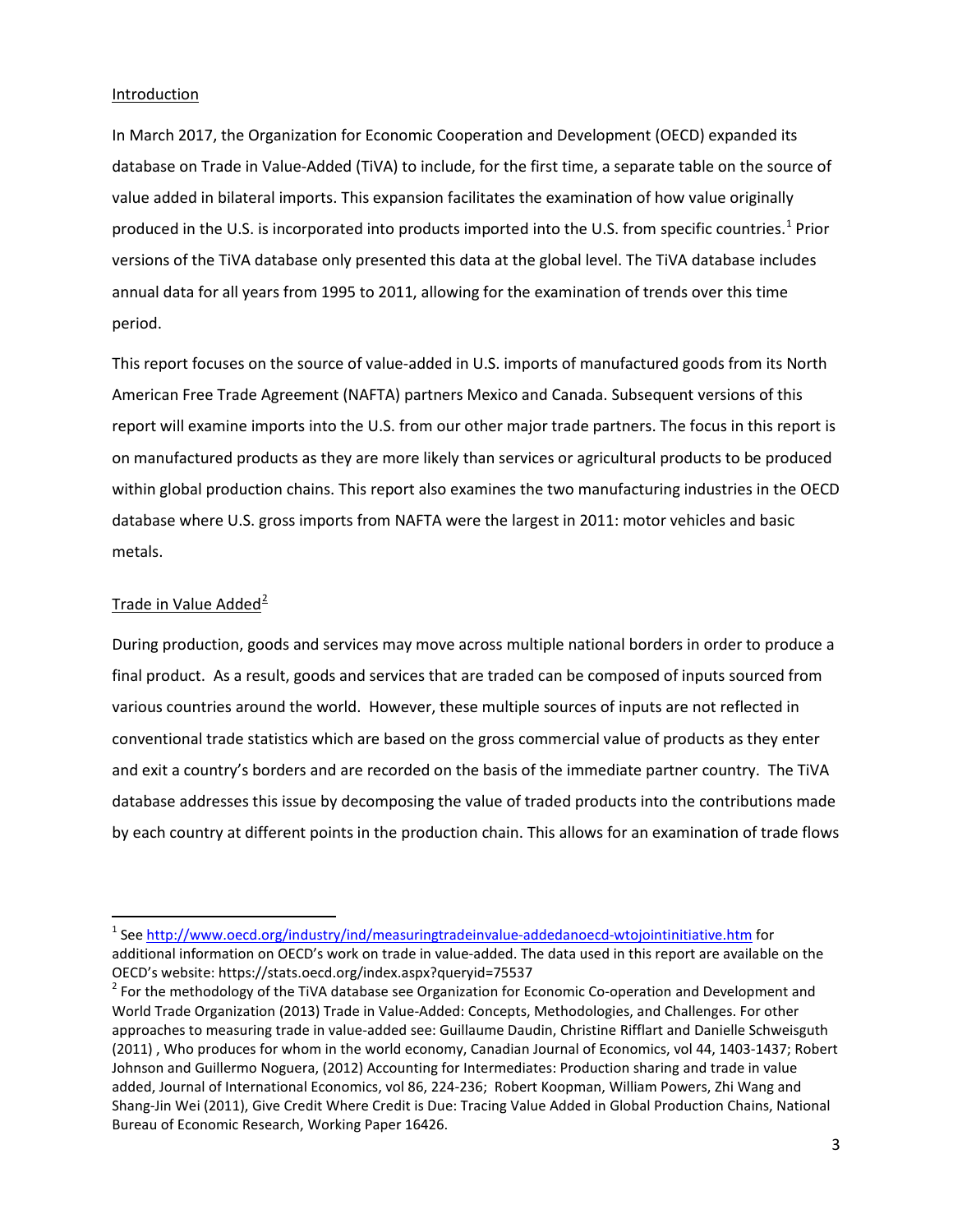## Introduction

In March 2017, the Organization for Economic Cooperation and Development (OECD) expanded its database on Trade in Value-Added (TiVA) to include, for the first time, a separate table on the source of value added in bilateral imports. This expansion facilitates the examination of how value originally produced in the U.S. is incorporated into products imported into the U.S. from specific countries.[1] Prior versions of the TiVA database only presented this data at the global level. The TiVA database includes annual data for all years from 1995 to 2011, allowing for the examination of trends over this time period.

This report focuses on the source of value-added in U.S. imports of manufactured goods from its North American Free Trade Agreement (NAFTA) partners Mexico and Canada. Subsequent versions of this report will examine imports into the U.S. from our other major trade partners. The focus in this report is on manufactured products as they are more likely than services or agricultural products to be produced within global production chains. This report also examines the two manufacturing industries in the OECD database where U.S. gross imports from NAFTA were the largest in 2011: motor vehicles and basic metals.

## Trade in Value Added[2]

During production, goods and services may move across multiple national borders in order to produce a final product. As a result, goods and services that are traded can be composed of inputs sourced from various countries around the world. However, these multiple sources of inputs are not reflected in conventional trade statistics which are based on the gross commercial value of products as they enter and exit a country's borders and are recorded on the basis of the immediate partner country. The TiVA database addresses this issue by decomposing the value of traded products into the contributions made by each country at different points in the production chain. This allows for an examination of trade flows

---

[1] See http://www.oecd.org/industry/ind/measuringtradeinvalue-addedanoecd-wtojointinitiative.htm for additional information on OECD's work on trade in value-added. The data used in this report are available on the OECD's website: https://stats.oecd.org/index.aspx?queryid=75537

[2] For the methodology of the TiVA database see Organization for Economic Co-operation and Development and World Trade Organization (2013) Trade in Value-Added: Concepts, Methodologies, and Challenges. For other approaches to measuring trade in value-added see: Guillaume Daudin, Christine Rifflart and Danielle Schweisguth (2011) , Who produces for whom in the world economy, Canadian Journal of Economics, vol 44, 1403-1437; Robert Johnson and Guillermo Noguera, (2012) Accounting for Intermediates: Production sharing and trade in value added, Journal of International Economics, vol 86, 224-236; Robert Koopman, William Powers, Zhi Wang and Shang-Jin Wei (2011), Give Credit Where Credit is Due: Tracing Value Added in Global Production Chains, National Bureau of Economic Research, Working Paper 16426.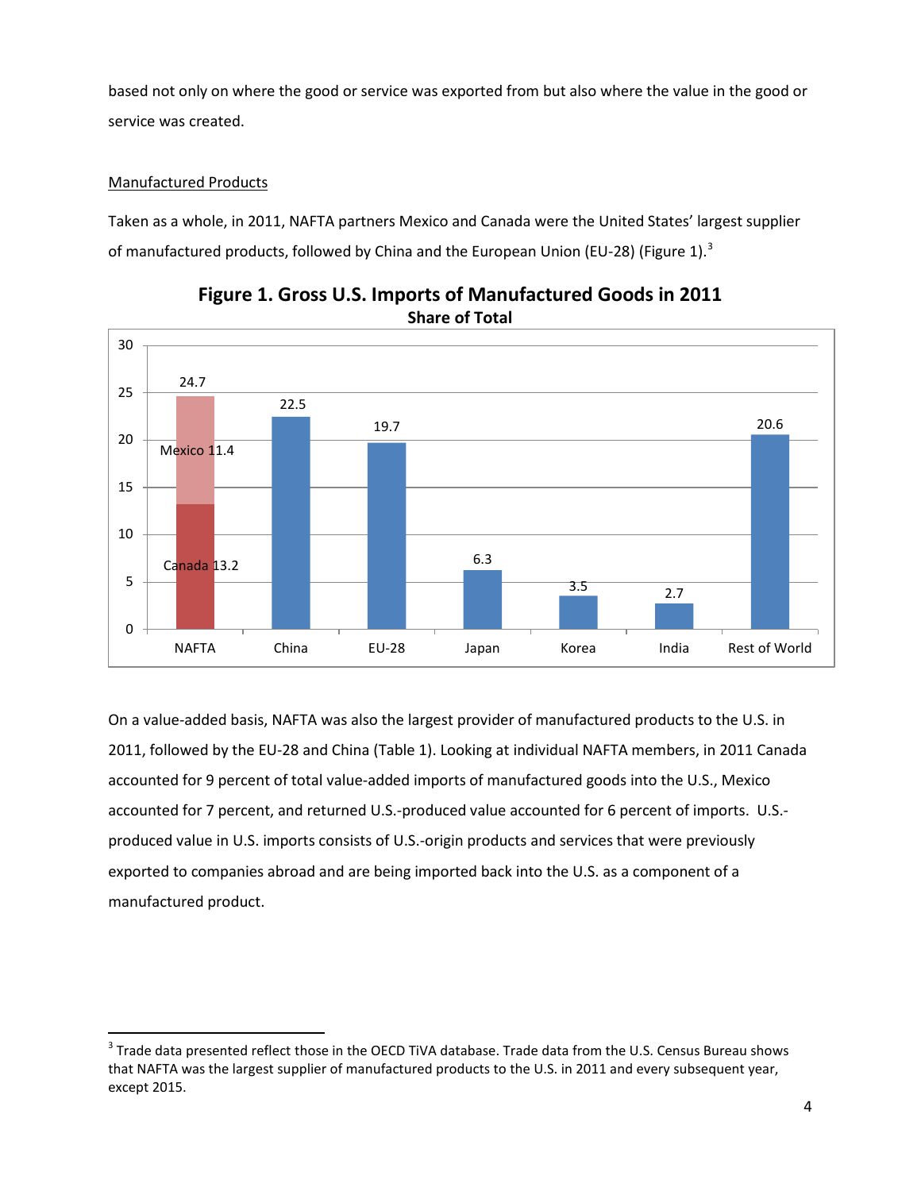based not only on where the good or service was exported from but also where the value in the good or service was created.

Manufactured Products

Taken as a whole, in 2011, NAFTA partners Mexico and Canada were the United States' largest supplier of manufactured products, followed by China and the European Union (EU-28) (Figure 1).[3]

**Figure 1. Gross U.S. Imports of Manufactured Goods in 2011**
**Share of Total**

| | NAFTA | China | EU-28 | Japan | Korea | India | Rest of World |
|---|---|---|---|---|---|---|---|
| Share of Total | 24.7 (Canada 13.2, Mexico 11.4) | 22.5 | 19.7 | 6.3 | 3.5 | 2.7 | 20.6 |

On a value-added basis, NAFTA was also the largest provider of manufactured products to the U.S. in 2011, followed by the EU-28 and China (Table 1). Looking at individual NAFTA members, in 2011 Canada accounted for 9 percent of total value-added imports of manufactured goods into the U.S., Mexico accounted for 7 percent, and returned U.S.-produced value accounted for 6 percent of imports. U.S.-produced value in U.S. imports consists of U.S.-origin products and services that were previously exported to companies abroad and are being imported back into the U.S. as a component of a manufactured product.

[3] Trade data presented reflect those in the OECD TiVA database. Trade data from the U.S. Census Bureau shows that NAFTA was the largest supplier of manufactured products to the U.S. in 2011 and every subsequent year, except 2015.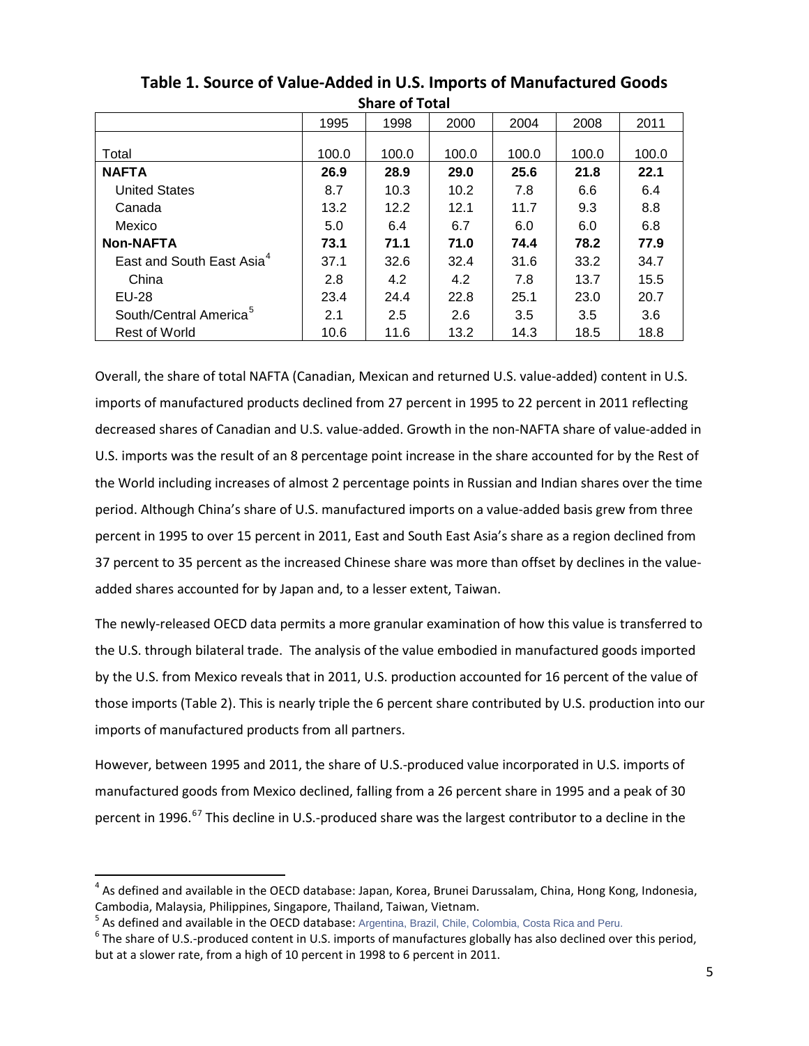**Table 1. Source of Value-Added in U.S. Imports of Manufactured Goods**

**Share of Total**

| | 1995 | 1998 | 2000 | 2004 | 2008 | 2011 |
|---|---|---|---|---|---|---|
| Total | 100.0 | 100.0 | 100.0 | 100.0 | 100.0 | 100.0 |
| **NAFTA** | **26.9** | **28.9** | **29.0** | **25.6** | **21.8** | **22.1** |
| United States | 8.7 | 10.3 | 10.2 | 7.8 | 6.6 | 6.4 |
| Canada | 13.2 | 12.2 | 12.1 | 11.7 | 9.3 | 8.8 |
| Mexico | 5.0 | 6.4 | 6.7 | 6.0 | 6.0 | 6.8 |
| **Non-NAFTA** | **73.1** | **71.1** | **71.0** | **74.4** | **78.2** | **77.9** |
| East and South East Asia[4] | 37.1 | 32.6 | 32.4 | 31.6 | 33.2 | 34.7 |
| China | 2.8 | 4.2 | 4.2 | 7.8 | 13.7 | 15.5 |
| EU-28 | 23.4 | 24.4 | 22.8 | 25.1 | 23.0 | 20.7 |
| South/Central America[5] | 2.1 | 2.5 | 2.6 | 3.5 | 3.5 | 3.6 |
| Rest of World | 10.6 | 11.6 | 13.2 | 14.3 | 18.5 | 18.8 |

Overall, the share of total NAFTA (Canadian, Mexican and returned U.S. value-added) content in U.S. imports of manufactured products declined from 27 percent in 1995 to 22 percent in 2011 reflecting decreased shares of Canadian and U.S. value-added. Growth in the non-NAFTA share of value-added in U.S. imports was the result of an 8 percentage point increase in the share accounted for by the Rest of the World including increases of almost 2 percentage points in Russian and Indian shares over the time period. Although China's share of U.S. manufactured imports on a value-added basis grew from three percent in 1995 to over 15 percent in 2011, East and South East Asia's share as a region declined from 37 percent to 35 percent as the increased Chinese share was more than offset by declines in the value-added shares accounted for by Japan and, to a lesser extent, Taiwan.

The newly-released OECD data permits a more granular examination of how this value is transferred to the U.S. through bilateral trade. The analysis of the value embodied in manufactured goods imported by the U.S. from Mexico reveals that in 2011, U.S. production accounted for 16 percent of the value of those imports (Table 2). This is nearly triple the 6 percent share contributed by U.S. production into our imports of manufactured products from all partners.

However, between 1995 and 2011, the share of U.S.-produced value incorporated in U.S. imports of manufactured goods from Mexico declined, falling from a 26 percent share in 1995 and a peak of 30 percent in 1996.[6][7] This decline in U.S.-produced share was the largest contributor to a decline in the

---

[4] As defined and available in the OECD database: Japan, Korea, Brunei Darussalam, China, Hong Kong, Indonesia, Cambodia, Malaysia, Philippines, Singapore, Thailand, Taiwan, Vietnam.

[5] As defined and available in the OECD database: Argentina, Brazil, Chile, Colombia, Costa Rica and Peru.

[6] The share of U.S.-produced content in U.S. imports of manufactures globally has also declined over this period, but at a slower rate, from a high of 10 percent in 1998 to 6 percent in 2011.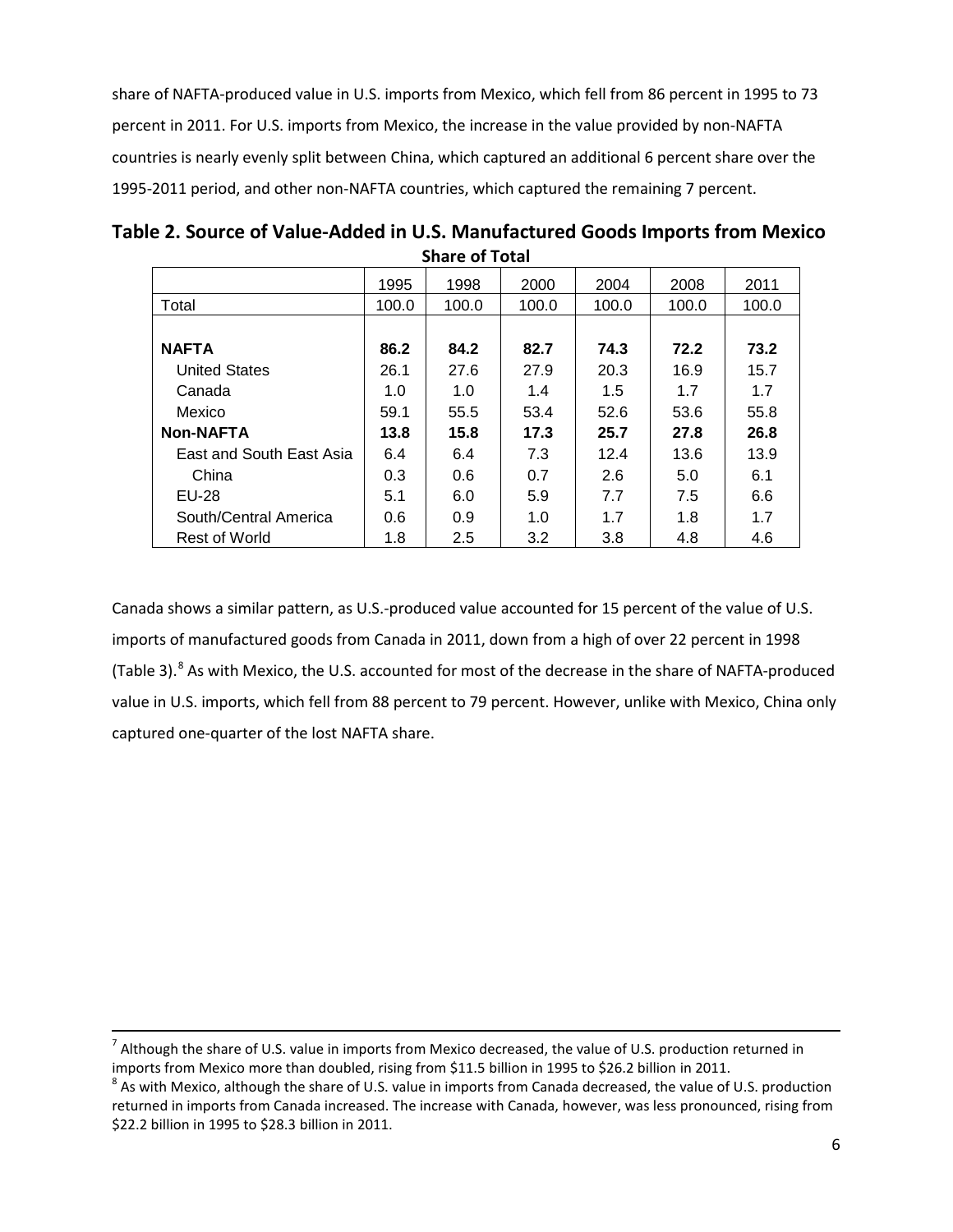share of NAFTA-produced value in U.S. imports from Mexico, which fell from 86 percent in 1995 to 73 percent in 2011. For U.S. imports from Mexico, the increase in the value provided by non-NAFTA countries is nearly evenly split between China, which captured an additional 6 percent share over the 1995-2011 period, and other non-NAFTA countries, which captured the remaining 7 percent.

**Table 2. Source of Value-Added in U.S. Manufactured Goods Imports from Mexico**

**Share of Total**

| | 1995 | 1998 | 2000 | 2004 | 2008 | 2011 |
|---|---|---|---|---|---|---|
| Total | 100.0 | 100.0 | 100.0 | 100.0 | 100.0 | 100.0 |
| | | | | | | |
| **NAFTA** | **86.2** | **84.2** | **82.7** | **74.3** | **72.2** | **73.2** |
| United States | 26.1 | 27.6 | 27.9 | 20.3 | 16.9 | 15.7 |
| Canada | 1.0 | 1.0 | 1.4 | 1.5 | 1.7 | 1.7 |
| Mexico | 59.1 | 55.5 | 53.4 | 52.6 | 53.6 | 55.8 |
| **Non-NAFTA** | **13.8** | **15.8** | **17.3** | **25.7** | **27.8** | **26.8** |
| East and South East Asia | 6.4 | 6.4 | 7.3 | 12.4 | 13.6 | 13.9 |
| China | 0.3 | 0.6 | 0.7 | 2.6 | 5.0 | 6.1 |
| EU-28 | 5.1 | 6.0 | 5.9 | 7.7 | 7.5 | 6.6 |
| South/Central America | 0.6 | 0.9 | 1.0 | 1.7 | 1.8 | 1.7 |
| Rest of World | 1.8 | 2.5 | 3.2 | 3.8 | 4.8 | 4.6 |

Canada shows a similar pattern, as U.S.-produced value accounted for 15 percent of the value of U.S. imports of manufactured goods from Canada in 2011, down from a high of over 22 percent in 1998 (Table 3).[8] As with Mexico, the U.S. accounted for most of the decrease in the share of NAFTA-produced value in U.S. imports, which fell from 88 percent to 79 percent. However, unlike with Mexico, China only captured one-quarter of the lost NAFTA share.

---

[7] Although the share of U.S. value in imports from Mexico decreased, the value of U.S. production returned in imports from Mexico more than doubled, rising from $11.5 billion in 1995 to $26.2 billion in 2011.

[8] As with Mexico, although the share of U.S. value in imports from Canada decreased, the value of U.S. production returned in imports from Canada increased. The increase with Canada, however, was less pronounced, rising from $22.2 billion in 1995 to $28.3 billion in 2011.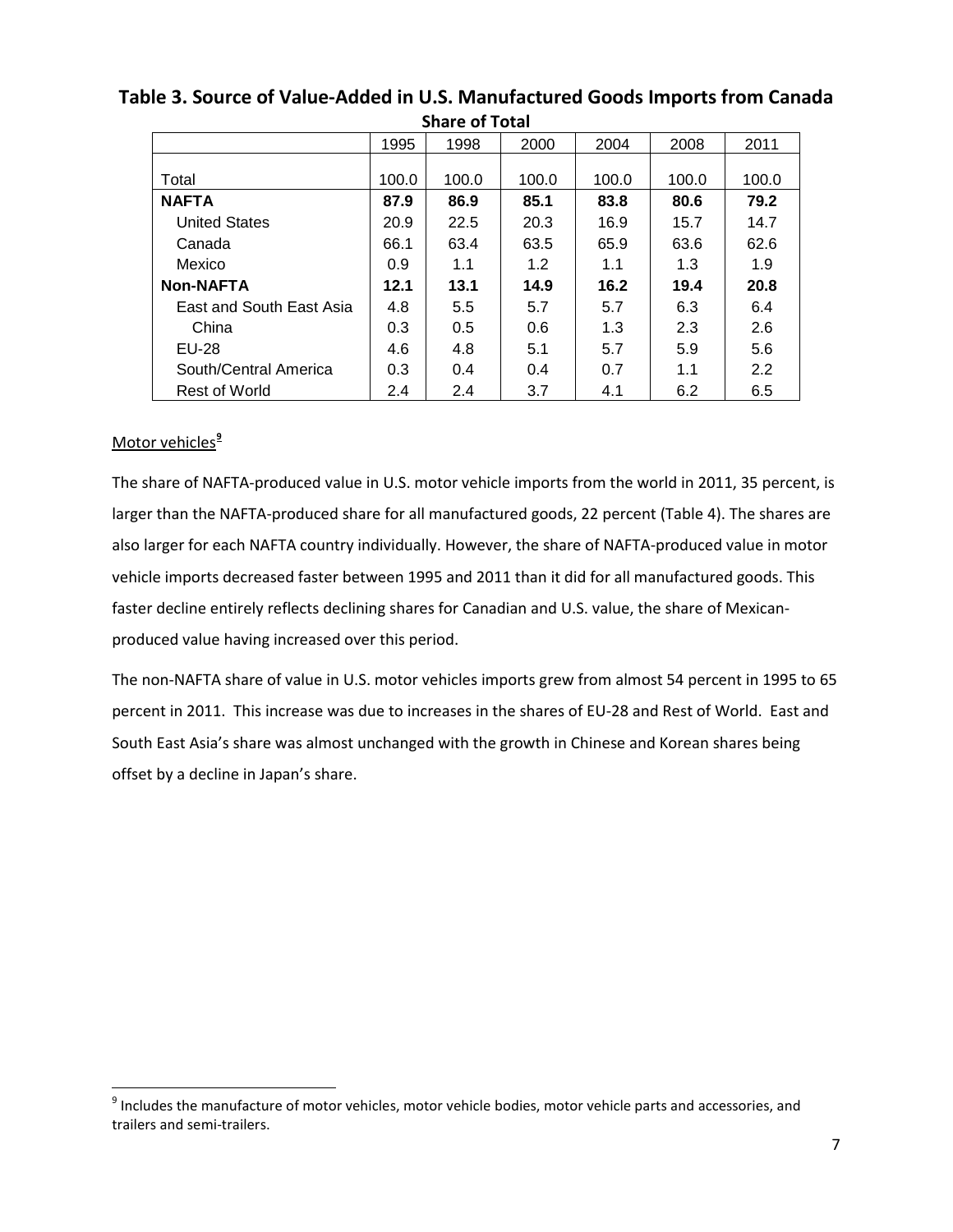**Table 3. Source of Value-Added in U.S. Manufactured Goods Imports from Canada**

**Share of Total**

| | 1995 | 1998 | 2000 | 2004 | 2008 | 2011 |
|---|---|---|---|---|---|---|
| Total | 100.0 | 100.0 | 100.0 | 100.0 | 100.0 | 100.0 |
| **NAFTA** | **87.9** | **86.9** | **85.1** | **83.8** | **80.6** | **79.2** |
| United States | 20.9 | 22.5 | 20.3 | 16.9 | 15.7 | 14.7 |
| Canada | 66.1 | 63.4 | 63.5 | 65.9 | 63.6 | 62.6 |
| Mexico | 0.9 | 1.1 | 1.2 | 1.1 | 1.3 | 1.9 |
| **Non-NAFTA** | **12.1** | **13.1** | **14.9** | **16.2** | **19.4** | **20.8** |
| East and South East Asia | 4.8 | 5.5 | 5.7 | 5.7 | 6.3 | 6.4 |
| China | 0.3 | 0.5 | 0.6 | 1.3 | 2.3 | 2.6 |
| EU-28 | 4.6 | 4.8 | 5.1 | 5.7 | 5.9 | 5.6 |
| South/Central America | 0.3 | 0.4 | 0.4 | 0.7 | 1.1 | 2.2 |
| Rest of World | 2.4 | 2.4 | 3.7 | 4.1 | 6.2 | 6.5 |

Motor vehicles[9]

The share of NAFTA-produced value in U.S. motor vehicle imports from the world in 2011, 35 percent, is larger than the NAFTA-produced share for all manufactured goods, 22 percent (Table 4). The shares are also larger for each NAFTA country individually. However, the share of NAFTA-produced value in motor vehicle imports decreased faster between 1995 and 2011 than it did for all manufactured goods. This faster decline entirely reflects declining shares for Canadian and U.S. value, the share of Mexican-produced value having increased over this period.

The non-NAFTA share of value in U.S. motor vehicles imports grew from almost 54 percent in 1995 to 65 percent in 2011. This increase was due to increases in the shares of EU-28 and Rest of World. East and South East Asia's share was almost unchanged with the growth in Chinese and Korean shares being offset by a decline in Japan's share.

[9] Includes the manufacture of motor vehicles, motor vehicle bodies, motor vehicle parts and accessories, and trailers and semi-trailers.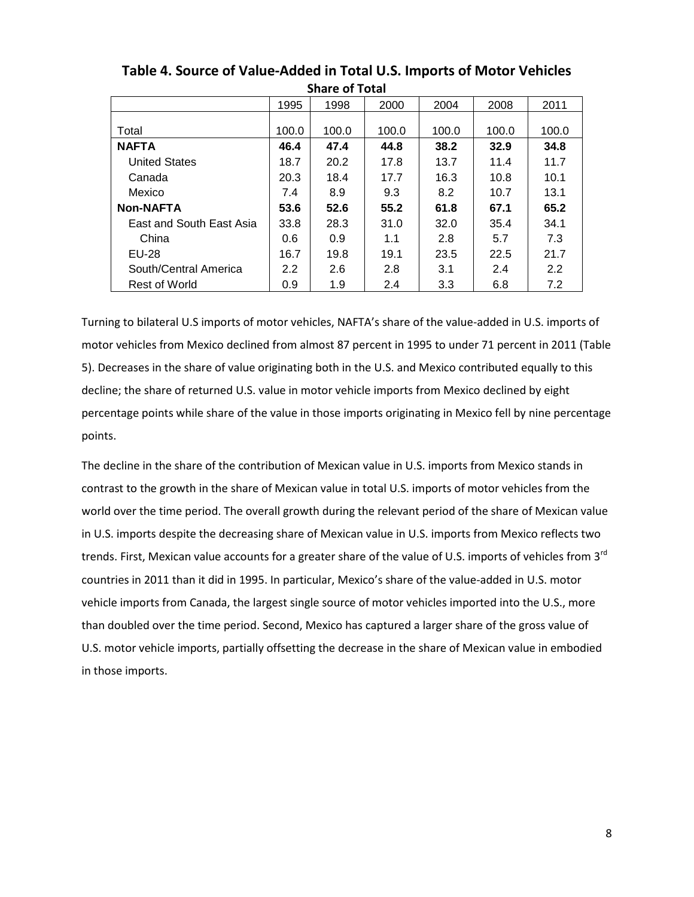**Table 4. Source of Value-Added in Total U.S. Imports of Motor Vehicles**

**Share of Total**

| | 1995 | 1998 | 2000 | 2004 | 2008 | 2011 |
|---|---|---|---|---|---|---|
| Total | 100.0 | 100.0 | 100.0 | 100.0 | 100.0 | 100.0 |
| **NAFTA** | **46.4** | **47.4** | **44.8** | **38.2** | **32.9** | **34.8** |
| United States | 18.7 | 20.2 | 17.8 | 13.7 | 11.4 | 11.7 |
| Canada | 20.3 | 18.4 | 17.7 | 16.3 | 10.8 | 10.1 |
| Mexico | 7.4 | 8.9 | 9.3 | 8.2 | 10.7 | 13.1 |
| **Non-NAFTA** | **53.6** | **52.6** | **55.2** | **61.8** | **67.1** | **65.2** |
| East and South East Asia | 33.8 | 28.3 | 31.0 | 32.0 | 35.4 | 34.1 |
| China | 0.6 | 0.9 | 1.1 | 2.8 | 5.7 | 7.3 |
| EU-28 | 16.7 | 19.8 | 19.1 | 23.5 | 22.5 | 21.7 |
| South/Central America | 2.2 | 2.6 | 2.8 | 3.1 | 2.4 | 2.2 |
| Rest of World | 0.9 | 1.9 | 2.4 | 3.3 | 6.8 | 7.2 |

Turning to bilateral U.S imports of motor vehicles, NAFTA's share of the value-added in U.S. imports of motor vehicles from Mexico declined from almost 87 percent in 1995 to under 71 percent in 2011 (Table 5). Decreases in the share of value originating both in the U.S. and Mexico contributed equally to this decline; the share of returned U.S. value in motor vehicle imports from Mexico declined by eight percentage points while share of the value in those imports originating in Mexico fell by nine percentage points.

The decline in the share of the contribution of Mexican value in U.S. imports from Mexico stands in contrast to the growth in the share of Mexican value in total U.S. imports of motor vehicles from the world over the time period. The overall growth during the relevant period of the share of Mexican value in U.S. imports despite the decreasing share of Mexican value in U.S. imports from Mexico reflects two trends. First, Mexican value accounts for a greater share of the value of U.S. imports of vehicles from 3rd countries in 2011 than it did in 1995. In particular, Mexico's share of the value-added in U.S. motor vehicle imports from Canada, the largest single source of motor vehicles imported into the U.S., more than doubled over the time period. Second, Mexico has captured a larger share of the gross value of U.S. motor vehicle imports, partially offsetting the decrease in the share of Mexican value in embodied in those imports.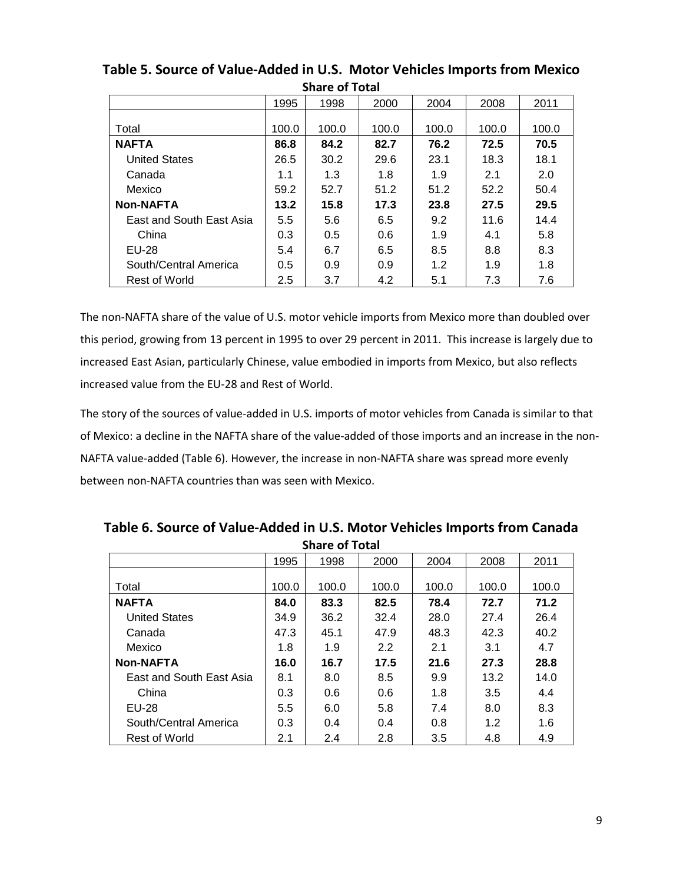**Table 5. Source of Value-Added in U.S. Motor Vehicles Imports from Mexico**

**Share of Total**

| | 1995 | 1998 | 2000 | 2004 | 2008 | 2011 |
|---|---|---|---|---|---|---|
| Total | 100.0 | 100.0 | 100.0 | 100.0 | 100.0 | 100.0 |
| **NAFTA** | **86.8** | **84.2** | **82.7** | **76.2** | **72.5** | **70.5** |
| United States | 26.5 | 30.2 | 29.6 | 23.1 | 18.3 | 18.1 |
| Canada | 1.1 | 1.3 | 1.8 | 1.9 | 2.1 | 2.0 |
| Mexico | 59.2 | 52.7 | 51.2 | 51.2 | 52.2 | 50.4 |
| **Non-NAFTA** | **13.2** | **15.8** | **17.3** | **23.8** | **27.5** | **29.5** |
| East and South East Asia | 5.5 | 5.6 | 6.5 | 9.2 | 11.6 | 14.4 |
| China | 0.3 | 0.5 | 0.6 | 1.9 | 4.1 | 5.8 |
| EU-28 | 5.4 | 6.7 | 6.5 | 8.5 | 8.8 | 8.3 |
| South/Central America | 0.5 | 0.9 | 0.9 | 1.2 | 1.9 | 1.8 |
| Rest of World | 2.5 | 3.7 | 4.2 | 5.1 | 7.3 | 7.6 |

The non-NAFTA share of the value of U.S. motor vehicle imports from Mexico more than doubled over this period, growing from 13 percent in 1995 to over 29 percent in 2011. This increase is largely due to increased East Asian, particularly Chinese, value embodied in imports from Mexico, but also reflects increased value from the EU-28 and Rest of World.

The story of the sources of value-added in U.S. imports of motor vehicles from Canada is similar to that of Mexico: a decline in the NAFTA share of the value-added of those imports and an increase in the non-NAFTA value-added (Table 6). However, the increase in non-NAFTA share was spread more evenly between non-NAFTA countries than was seen with Mexico.

**Table 6. Source of Value-Added in U.S. Motor Vehicles Imports from Canada**

**Share of Total**

| | 1995 | 1998 | 2000 | 2004 | 2008 | 2011 |
|---|---|---|---|---|---|---|
| Total | 100.0 | 100.0 | 100.0 | 100.0 | 100.0 | 100.0 |
| **NAFTA** | **84.0** | **83.3** | **82.5** | **78.4** | **72.7** | **71.2** |
| United States | 34.9 | 36.2 | 32.4 | 28.0 | 27.4 | 26.4 |
| Canada | 47.3 | 45.1 | 47.9 | 48.3 | 42.3 | 40.2 |
| Mexico | 1.8 | 1.9 | 2.2 | 2.1 | 3.1 | 4.7 |
| **Non-NAFTA** | **16.0** | **16.7** | **17.5** | **21.6** | **27.3** | **28.8** |
| East and South East Asia | 8.1 | 8.0 | 8.5 | 9.9 | 13.2 | 14.0 |
| China | 0.3 | 0.6 | 0.6 | 1.8 | 3.5 | 4.4 |
| EU-28 | 5.5 | 6.0 | 5.8 | 7.4 | 8.0 | 8.3 |
| South/Central America | 0.3 | 0.4 | 0.4 | 0.8 | 1.2 | 1.6 |
| Rest of World | 2.1 | 2.4 | 2.8 | 3.5 | 4.8 | 4.9 |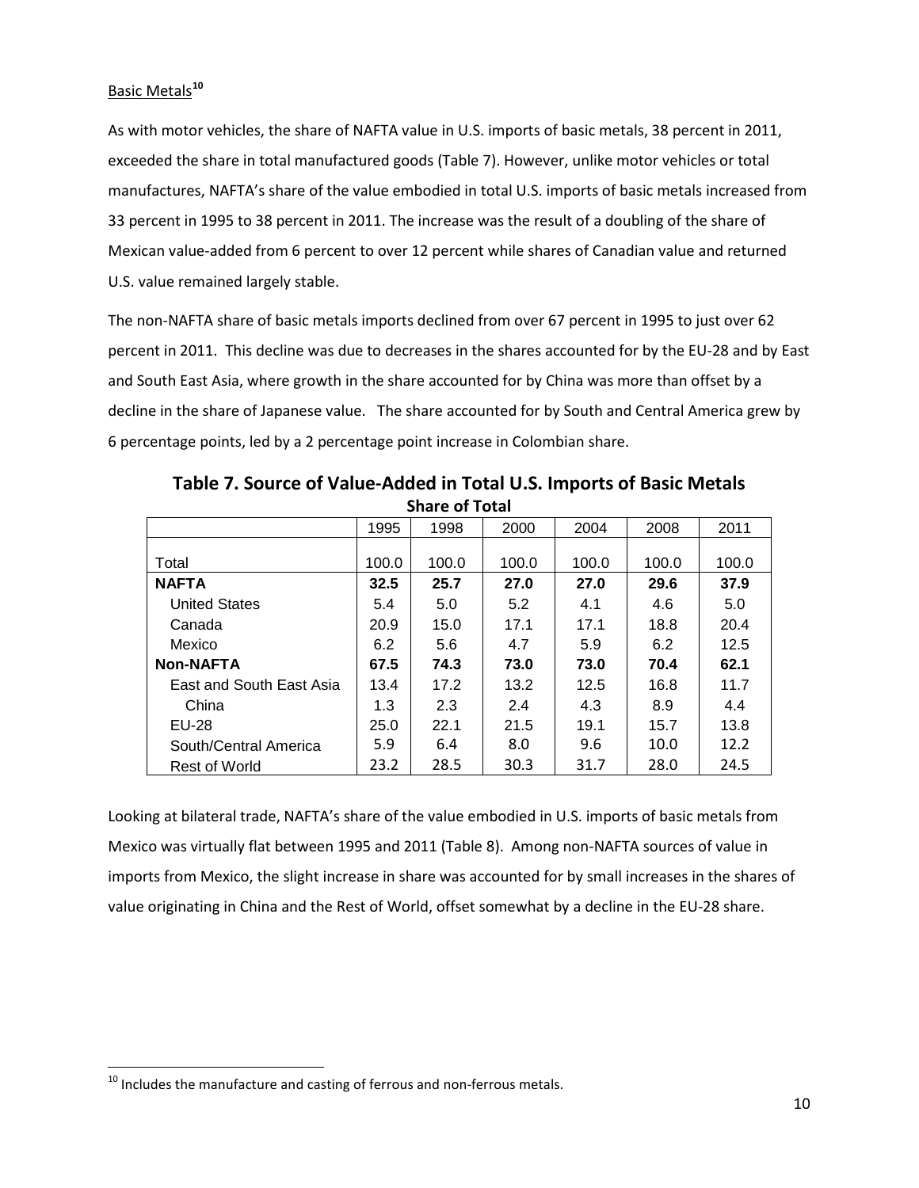Basic Metals[10]

As with motor vehicles, the share of NAFTA value in U.S. imports of basic metals, 38 percent in 2011, exceeded the share in total manufactured goods (Table 7). However, unlike motor vehicles or total manufactures, NAFTA's share of the value embodied in total U.S. imports of basic metals increased from 33 percent in 1995 to 38 percent in 2011. The increase was the result of a doubling of the share of Mexican value-added from 6 percent to over 12 percent while shares of Canadian value and returned U.S. value remained largely stable.

The non-NAFTA share of basic metals imports declined from over 67 percent in 1995 to just over 62 percent in 2011. This decline was due to decreases in the shares accounted for by the EU-28 and by East and South East Asia, where growth in the share accounted for by China was more than offset by a decline in the share of Japanese value. The share accounted for by South and Central America grew by 6 percentage points, led by a 2 percentage point increase in Colombian share.

**Table 7. Source of Value-Added in Total U.S. Imports of Basic Metals**

**Share of Total**

| | 1995 | 1998 | 2000 | 2004 | 2008 | 2011 |
|---|---|---|---|---|---|---|
| Total | 100.0 | 100.0 | 100.0 | 100.0 | 100.0 | 100.0 |
| **NAFTA** | **32.5** | **25.7** | **27.0** | **27.0** | **29.6** | **37.9** |
| United States | 5.4 | 5.0 | 5.2 | 4.1 | 4.6 | 5.0 |
| Canada | 20.9 | 15.0 | 17.1 | 17.1 | 18.8 | 20.4 |
| Mexico | 6.2 | 5.6 | 4.7 | 5.9 | 6.2 | 12.5 |
| **Non-NAFTA** | **67.5** | **74.3** | **73.0** | **73.0** | **70.4** | **62.1** |
| East and South East Asia | 13.4 | 17.2 | 13.2 | 12.5 | 16.8 | 11.7 |
| China | 1.3 | 2.3 | 2.4 | 4.3 | 8.9 | 4.4 |
| EU-28 | 25.0 | 22.1 | 21.5 | 19.1 | 15.7 | 13.8 |
| South/Central America | 5.9 | 6.4 | 8.0 | 9.6 | 10.0 | 12.2 |
| Rest of World | 23.2 | 28.5 | 30.3 | 31.7 | 28.0 | 24.5 |

Looking at bilateral trade, NAFTA's share of the value embodied in U.S. imports of basic metals from Mexico was virtually flat between 1995 and 2011 (Table 8). Among non-NAFTA sources of value in imports from Mexico, the slight increase in share was accounted for by small increases in the shares of value originating in China and the Rest of World, offset somewhat by a decline in the EU-28 share.

[10] Includes the manufacture and casting of ferrous and non-ferrous metals.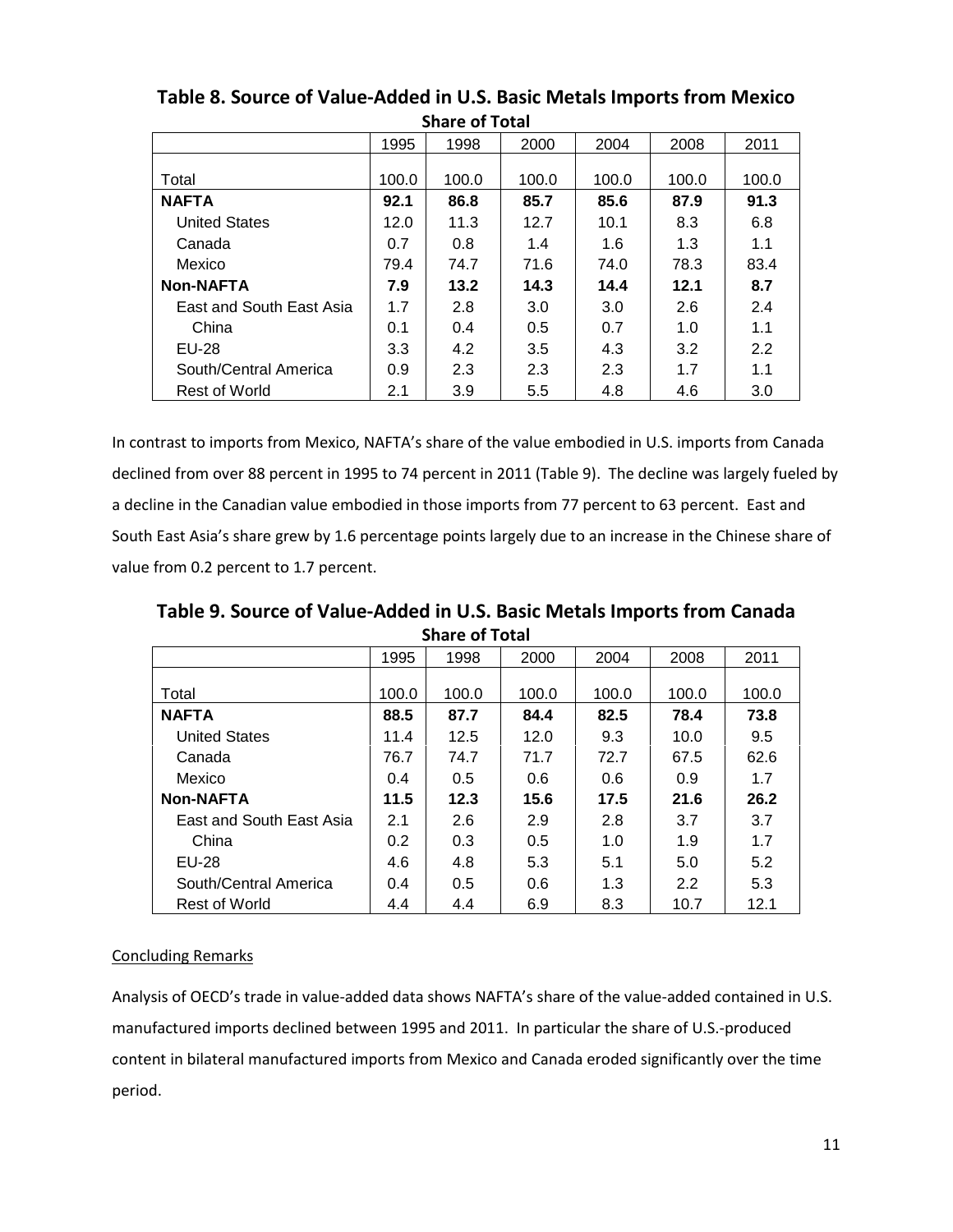**Table 8. Source of Value-Added in U.S. Basic Metals Imports from Mexico**

**Share of Total**

| | 1995 | 1998 | 2000 | 2004 | 2008 | 2011 |
|---|---|---|---|---|---|---|
| Total | 100.0 | 100.0 | 100.0 | 100.0 | 100.0 | 100.0 |
| **NAFTA** | **92.1** | **86.8** | **85.7** | **85.6** | **87.9** | **91.3** |
| United States | 12.0 | 11.3 | 12.7 | 10.1 | 8.3 | 6.8 |
| Canada | 0.7 | 0.8 | 1.4 | 1.6 | 1.3 | 1.1 |
| Mexico | 79.4 | 74.7 | 71.6 | 74.0 | 78.3 | 83.4 |
| **Non-NAFTA** | **7.9** | **13.2** | **14.3** | **14.4** | **12.1** | **8.7** |
| East and South East Asia | 1.7 | 2.8 | 3.0 | 3.0 | 2.6 | 2.4 |
| China | 0.1 | 0.4 | 0.5 | 0.7 | 1.0 | 1.1 |
| EU-28 | 3.3 | 4.2 | 3.5 | 4.3 | 3.2 | 2.2 |
| South/Central America | 0.9 | 2.3 | 2.3 | 2.3 | 1.7 | 1.1 |
| Rest of World | 2.1 | 3.9 | 5.5 | 4.8 | 4.6 | 3.0 |

In contrast to imports from Mexico, NAFTA's share of the value embodied in U.S. imports from Canada declined from over 88 percent in 1995 to 74 percent in 2011 (Table 9). The decline was largely fueled by a decline in the Canadian value embodied in those imports from 77 percent to 63 percent. East and South East Asia's share grew by 1.6 percentage points largely due to an increase in the Chinese share of value from 0.2 percent to 1.7 percent.

**Table 9. Source of Value-Added in U.S. Basic Metals Imports from Canada**

**Share of Total**

| | 1995 | 1998 | 2000 | 2004 | 2008 | 2011 |
|---|---|---|---|---|---|---|
| Total | 100.0 | 100.0 | 100.0 | 100.0 | 100.0 | 100.0 |
| **NAFTA** | **88.5** | **87.7** | **84.4** | **82.5** | **78.4** | **73.8** |
| United States | 11.4 | 12.5 | 12.0 | 9.3 | 10.0 | 9.5 |
| Canada | 76.7 | 74.7 | 71.7 | 72.7 | 67.5 | 62.6 |
| Mexico | 0.4 | 0.5 | 0.6 | 0.6 | 0.9 | 1.7 |
| **Non-NAFTA** | **11.5** | **12.3** | **15.6** | **17.5** | **21.6** | **26.2** |
| East and South East Asia | 2.1 | 2.6 | 2.9 | 2.8 | 3.7 | 3.7 |
| China | 0.2 | 0.3 | 0.5 | 1.0 | 1.9 | 1.7 |
| EU-28 | 4.6 | 4.8 | 5.3 | 5.1 | 5.0 | 5.2 |
| South/Central America | 0.4 | 0.5 | 0.6 | 1.3 | 2.2 | 5.3 |
| Rest of World | 4.4 | 4.4 | 6.9 | 8.3 | 10.7 | 12.1 |

## Concluding Remarks

Analysis of OECD's trade in value-added data shows NAFTA's share of the value-added contained in U.S. manufactured imports declined between 1995 and 2011. In particular the share of U.S.-produced content in bilateral manufactured imports from Mexico and Canada eroded significantly over the time period.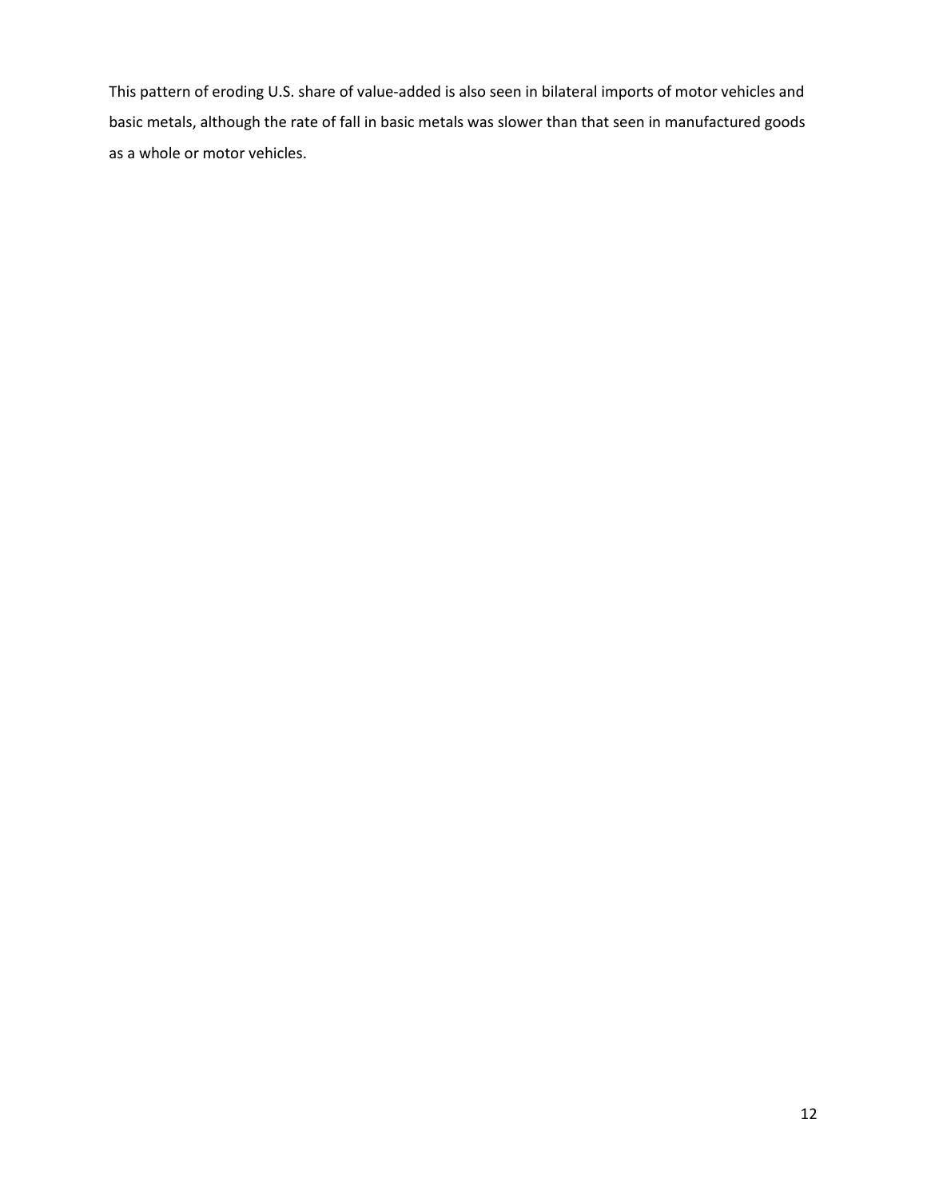This pattern of eroding U.S. share of value-added is also seen in bilateral imports of motor vehicles and basic metals, although the rate of fall in basic metals was slower than that seen in manufactured goods as a whole or motor vehicles.